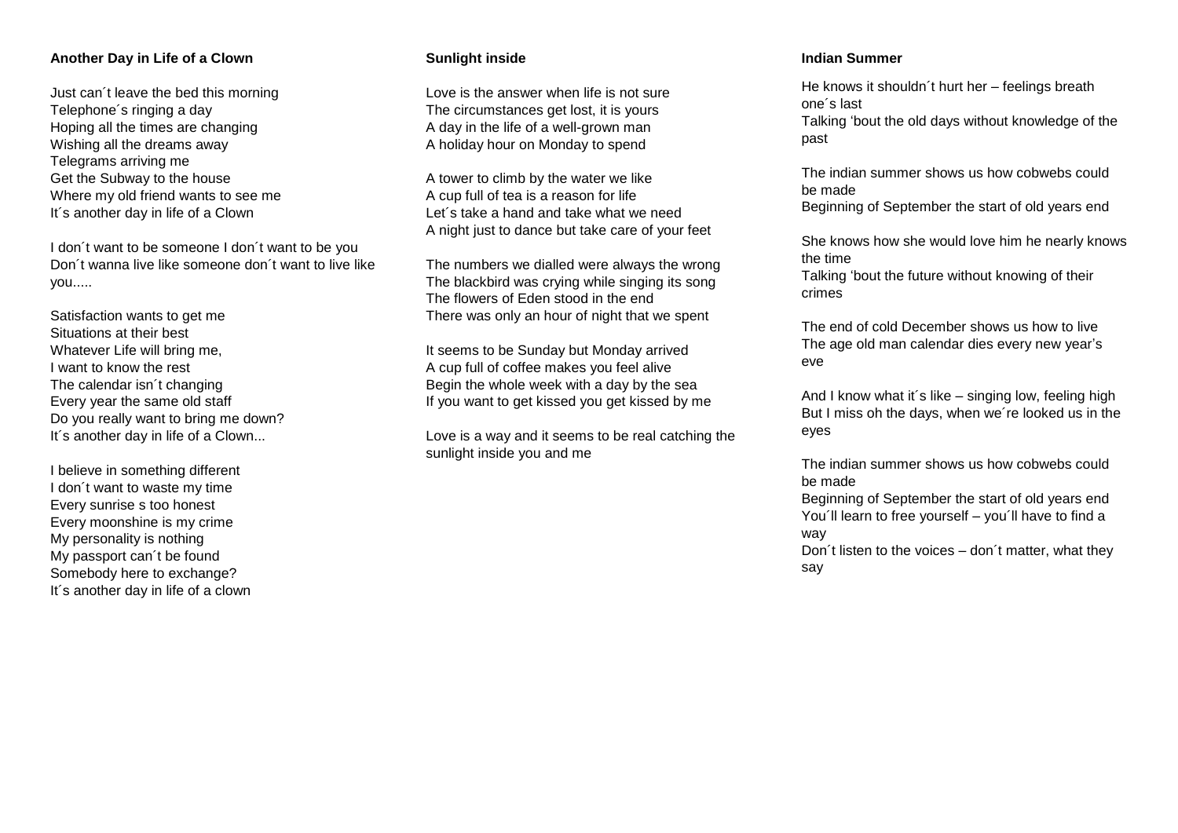**Another Day in Life of a Clown**

Just can´t leave the bed this morning
Telephone´s ringing a day
Hoping all the times are changing
Wishing all the dreams away
Telegrams arriving me
Get the Subway to the house
Where my old friend wants to see me
It´s another day in life of a Clown

I don´t want to be someone I don´t want to be you
Don´t wanna live like someone don´t want to live like you.....

Satisfaction wants to get me
Situations at their best
Whatever Life will bring me,
I want to know the rest
The calendar isn´t changing
Every year the same old staff
Do you really want to bring me down?
It´s another day in life of a Clown...

I believe in something different
I don´t want to waste my time
Every sunrise s too honest
Every moonshine is my crime
My personality is nothing
My passport can´t be found
Somebody here to exchange?
It´s another day in life of a clown

**Sunlight inside**

Love is the answer when life is not sure
The circumstances get lost, it is yours
A day in the life of a well-grown man
A holiday hour on Monday to spend

A tower to climb by the water we like
A cup full of tea is a reason for life
Let´s take a hand and take what we need
A night just to dance but take care of your feet

The numbers we dialled were always the wrong
The blackbird was crying while singing its song
The flowers of Eden stood in the end
There was only an hour of night that we spent

It seems to be Sunday but Monday arrived
A cup full of coffee makes you feel alive
Begin the whole week with a day by the sea
If you want to get kissed you get kissed by me

Love is a way and it seems to be real catching the sunlight inside you and me

**Indian Summer**

He knows it shouldn´t hurt her – feelings breath one´s last
Talking 'bout the old days without knowledge of the past

The indian summer shows us how cobwebs could be made
Beginning of September the start of old years end

She knows how she would love him he nearly knows the time
Talking 'bout the future without knowing of their crimes

The end of cold December shows us how to live
The age old man calendar dies every new year's eve

And I know what it´s like – singing low, feeling high
But I miss oh the days, when we´re looked us in the eyes

The indian summer shows us how cobwebs could be made
Beginning of September the start of old years end
You´ll learn to free yourself – you´ll have to find a way
Don´t listen to the voices – don´t matter, what they say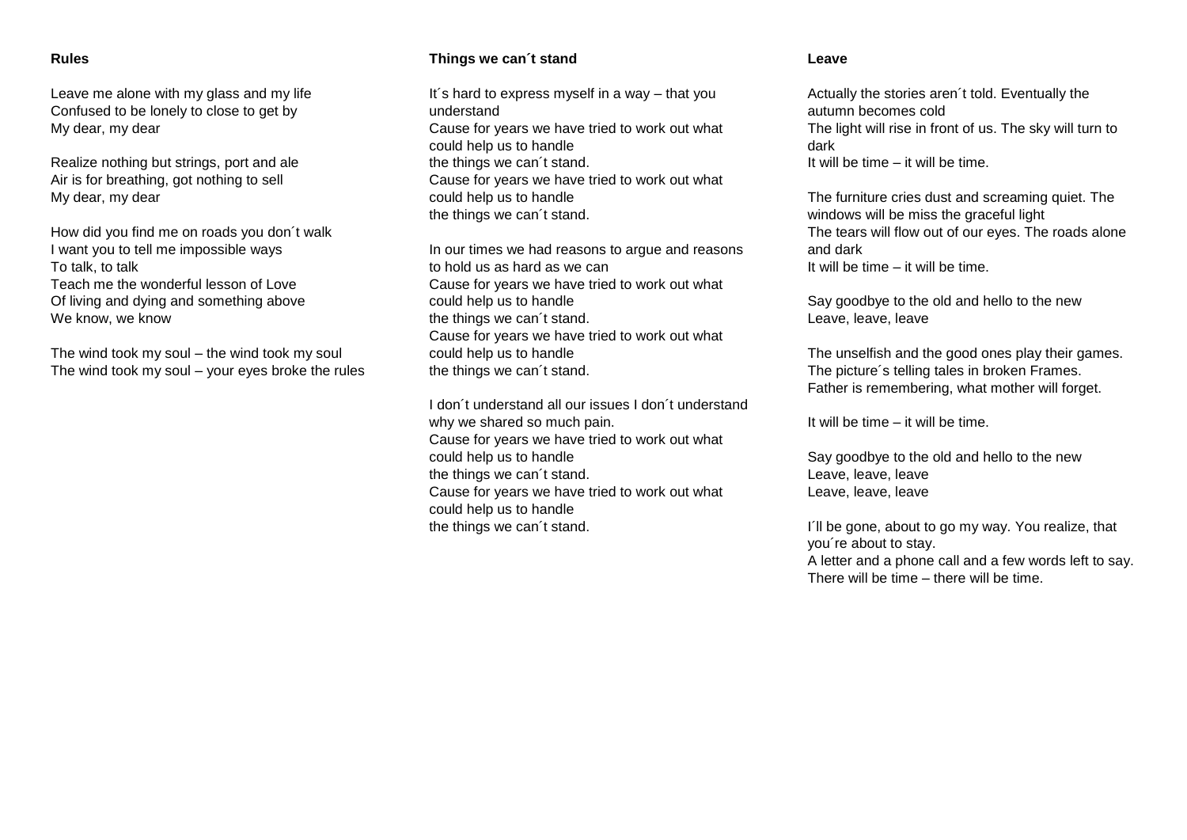## Rules

Leave me alone with my glass and my life
Confused to be lonely to close to get by
My dear, my dear

Realize nothing but strings, port and ale
Air is for breathing, got nothing to sell
My dear, my dear

How did you find me on roads you don´t walk
I want you to tell me impossible ways
To talk, to talk
Teach me the wonderful lesson of Love
Of living and dying and something above
We know, we know

The wind took my soul – the wind took my soul
The wind took my soul – your eyes broke the rules

## Things we can´t stand

It´s hard to express myself in a way – that you understand
Cause for years we have tried to work out what could help us to handle
the things we can´t stand.
Cause for years we have tried to work out what could help us to handle
the things we can´t stand.

In our times we had reasons to argue and reasons to hold us as hard as we can
Cause for years we have tried to work out what could help us to handle
the things we can´t stand.
Cause for years we have tried to work out what could help us to handle
the things we can´t stand.

I don´t understand all our issues I don´t understand why we shared so much pain.
Cause for years we have tried to work out what could help us to handle
the things we can´t stand.
Cause for years we have tried to work out what could help us to handle
the things we can´t stand.

## Leave

Actually the stories aren´t told. Eventually the autumn becomes cold
The light will rise in front of us. The sky will turn to dark
It will be time – it will be time.

The furniture cries dust and screaming quiet. The windows will be miss the graceful light
The tears will flow out of our eyes. The roads alone and dark
It will be time – it will be time.

Say goodbye to the old and hello to the new
Leave, leave, leave

The unselfish and the good ones play their games.
The picture´s telling tales in broken Frames.
Father is remembering, what mother will forget.

It will be time – it will be time.

Say goodbye to the old and hello to the new
Leave, leave, leave
Leave, leave, leave

I´ll be gone, about to go my way. You realize, that you´re about to stay.
A letter and a phone call and a few words left to say.
There will be time – there will be time.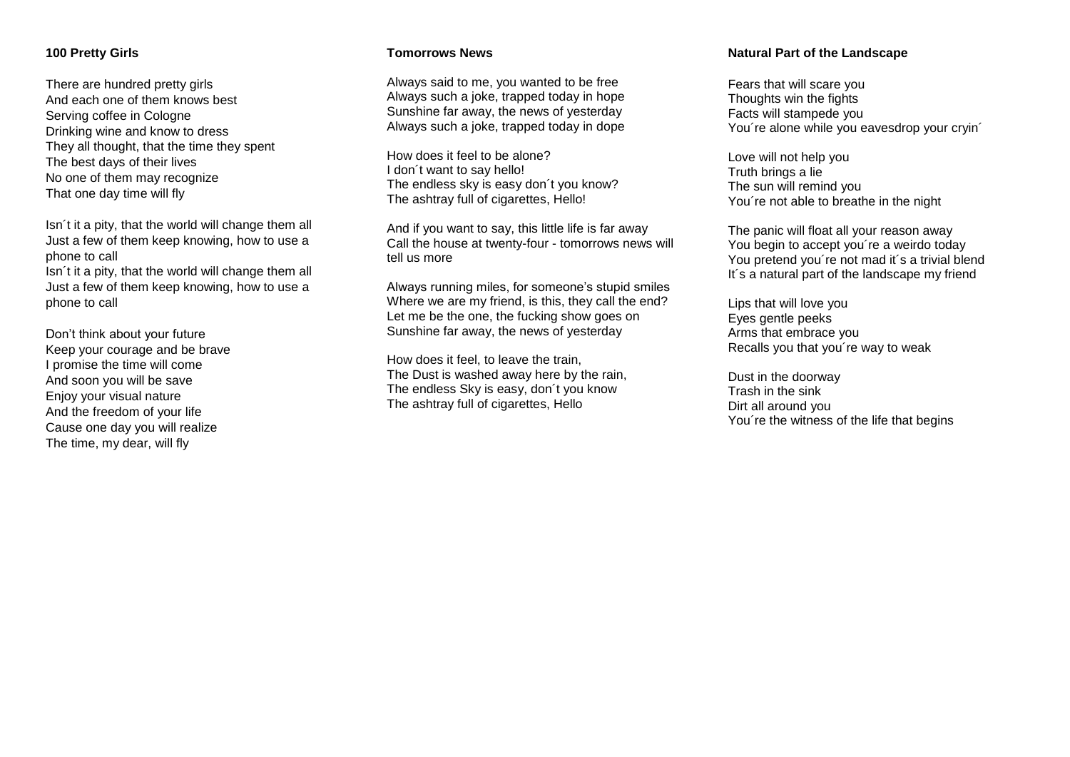### 100 Pretty Girls

There are hundred pretty girls
And each one of them knows best
Serving coffee in Cologne
Drinking wine and know to dress
They all thought, that the time they spent
The best days of their lives
No one of them may recognize
That one day time will fly

Isn´t it a pity, that the world will change them all
Just a few of them keep knowing, how to use a phone to call
Isn´t it a pity, that the world will change them all
Just a few of them keep knowing, how to use a phone to call

Don't think about your future
Keep your courage and be brave
I promise the time will come
And soon you will be save
Enjoy your visual nature
And the freedom of your life
Cause one day you will realize
The time, my dear, will fly

### Tomorrows News

Always said to me, you wanted to be free
Always such a joke, trapped today in hope
Sunshine far away, the news of yesterday
Always such a joke, trapped today in dope

How does it feel to be alone?
I don´t want to say hello!
The endless sky is easy don´t you know?
The ashtray full of cigarettes, Hello!

And if you want to say, this little life is far away
Call the house at twenty-four - tomorrows news will tell us more

Always running miles, for someone's stupid smiles
Where we are my friend, is this, they call the end?
Let me be the one, the fucking show goes on
Sunshine far away, the news of yesterday

How does it feel, to leave the train,
The Dust is washed away here by the rain,
The endless Sky is easy, don´t you know
The ashtray full of cigarettes, Hello

### Natural Part of the Landscape

Fears that will scare you
Thoughts win the fights
Facts will stampede you
You´re alone while you eavesdrop your cryin´

Love will not help you
Truth brings a lie
The sun will remind you
You´re not able to breathe in the night

The panic will float all your reason away
You begin to accept you´re a weirdo today
You pretend you´re not mad it´s a trivial blend
It´s a natural part of the landscape my friend

Lips that will love you
Eyes gentle peeks
Arms that embrace you
Recalls you that you´re way to weak

Dust in the doorway
Trash in the sink
Dirt all around you
You´re the witness of the life that begins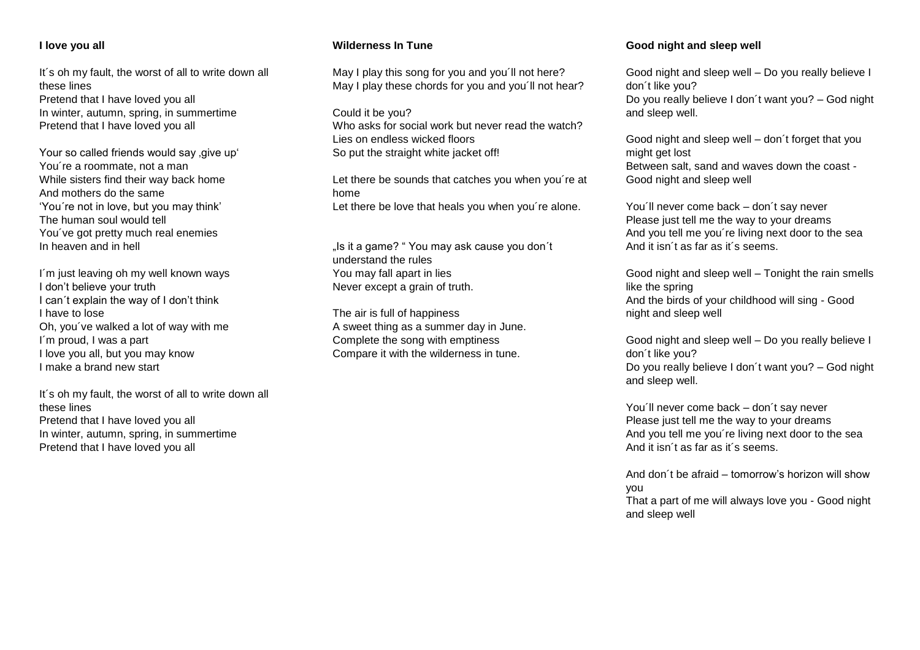### I love you all

It´s oh my fault, the worst of all to write down all these lines
Pretend that I have loved you all
In winter, autumn, spring, in summertime
Pretend that I have loved you all

Your so called friends would say ‚give up'
You´re a roommate, not a man
While sisters find their way back home
And mothers do the same
'You´re not in love, but you may think'
The human soul would tell
You´ve got pretty much real enemies
In heaven and in hell

I´m just leaving oh my well known ways
I don't believe your truth
I can´t explain the way of I don't think
I have to lose
Oh, you´ve walked a lot of way with me
I´m proud, I was a part
I love you all, but you may know
I make a brand new start

It´s oh my fault, the worst of all to write down all these lines
Pretend that I have loved you all
In winter, autumn, spring, in summertime
Pretend that I have loved you all

### Wilderness In Tune

May I play this song for you and you´ll not here?
May I play these chords for you and you´ll not hear?

Could it be you?
Who asks for social work but never read the watch?
Lies on endless wicked floors
So put the straight white jacket off!

Let there be sounds that catches you when you´re at home
Let there be love that heals you when you´re alone.

„Is it a game? " You may ask cause you don´t understand the rules
You may fall apart in lies
Never except a grain of truth.

The air is full of happiness
A sweet thing as a summer day in June.
Complete the song with emptiness
Compare it with the wilderness in tune.

### Good night and sleep well

Good night and sleep well – Do you really believe I don´t like you?
Do you really believe I don´t want you? – God night and sleep well.

Good night and sleep well – don´t forget that you might get lost
Between salt, sand and waves down the coast - Good night and sleep well

You´ll never come back – don´t say never
Please just tell me the way to your dreams
And you tell me you´re living next door to the sea
And it isn´t as far as it´s seems.

Good night and sleep well – Tonight the rain smells like the spring
And the birds of your childhood will sing - Good night and sleep well

Good night and sleep well – Do you really believe I don´t like you?
Do you really believe I don´t want you? – God night and sleep well.

You´ll never come back – don´t say never
Please just tell me the way to your dreams
And you tell me you´re living next door to the sea
And it isn´t as far as it´s seems.

And don´t be afraid – tomorrow's horizon will show you
That a part of me will always love you - Good night and sleep well